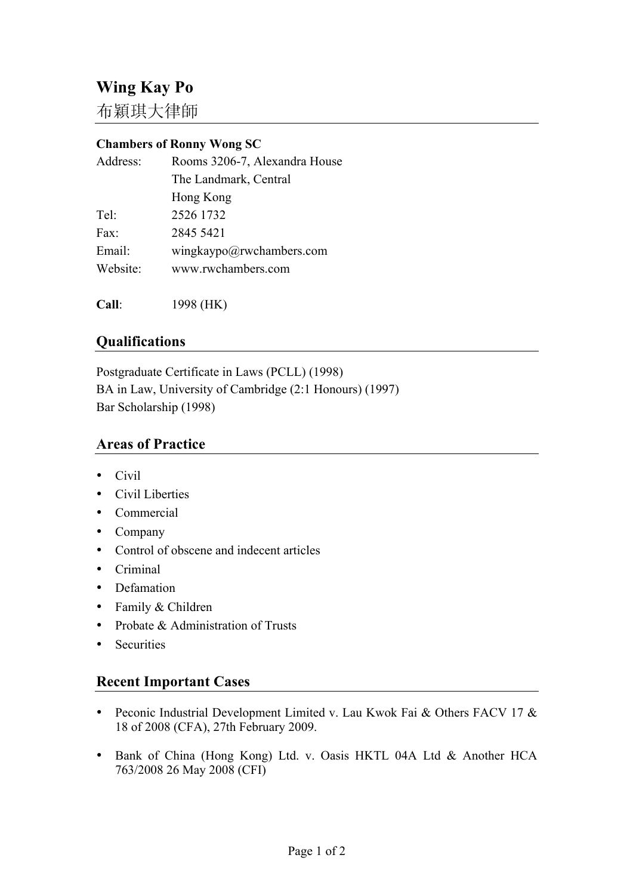# Wing Kay Po

布穎琪大律師

**Chambers of Ronny Wong SC**

| | |
|---|---|
| Address: | Rooms 3206-7, Alexandra House<br>The Landmark, Central<br>Hong Kong |
| Tel: | 2526 1732 |
| Fax: | 2845 5421 |
| Email: | wingkaypo@rwchambers.com |
| Website: | www.rwchambers.com |

**Call**: 1998 (HK)

## Qualifications

Postgraduate Certificate in Laws (PCLL) (1998)
BA in Law, University of Cambridge (2:1 Honours) (1997)
Bar Scholarship (1998)

## Areas of Practice

- Civil
- Civil Liberties
- Commercial
- Company
- Control of obscene and indecent articles
- Criminal
- Defamation
- Family & Children
- Probate & Administration of Trusts
- Securities

## Recent Important Cases

- Peconic Industrial Development Limited v. Lau Kwok Fai & Others FACV 17 & 18 of 2008 (CFA), 27th February 2009.

- Bank of China (Hong Kong) Ltd. v. Oasis HKTL 04A Ltd & Another HCA 763/2008 26 May 2008 (CFI)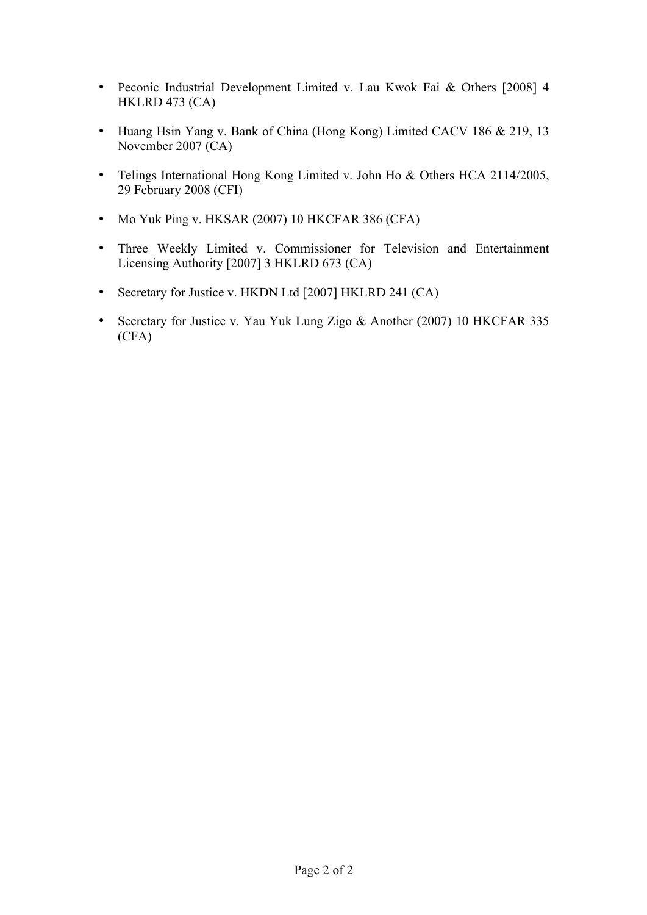- Peconic Industrial Development Limited v. Lau Kwok Fai & Others [2008] 4 HKLRD 473 (CA)
- Huang Hsin Yang v. Bank of China (Hong Kong) Limited CACV 186 & 219, 13 November 2007 (CA)
- Telings International Hong Kong Limited v. John Ho & Others HCA 2114/2005, 29 February 2008 (CFI)
- Mo Yuk Ping v. HKSAR (2007) 10 HKCFAR 386 (CFA)
- Three Weekly Limited v. Commissioner for Television and Entertainment Licensing Authority [2007] 3 HKLRD 673 (CA)
- Secretary for Justice v. HKDN Ltd [2007] HKLRD 241 (CA)
- Secretary for Justice v. Yau Yuk Lung Zigo & Another (2007) 10 HKCFAR 335 (CFA)